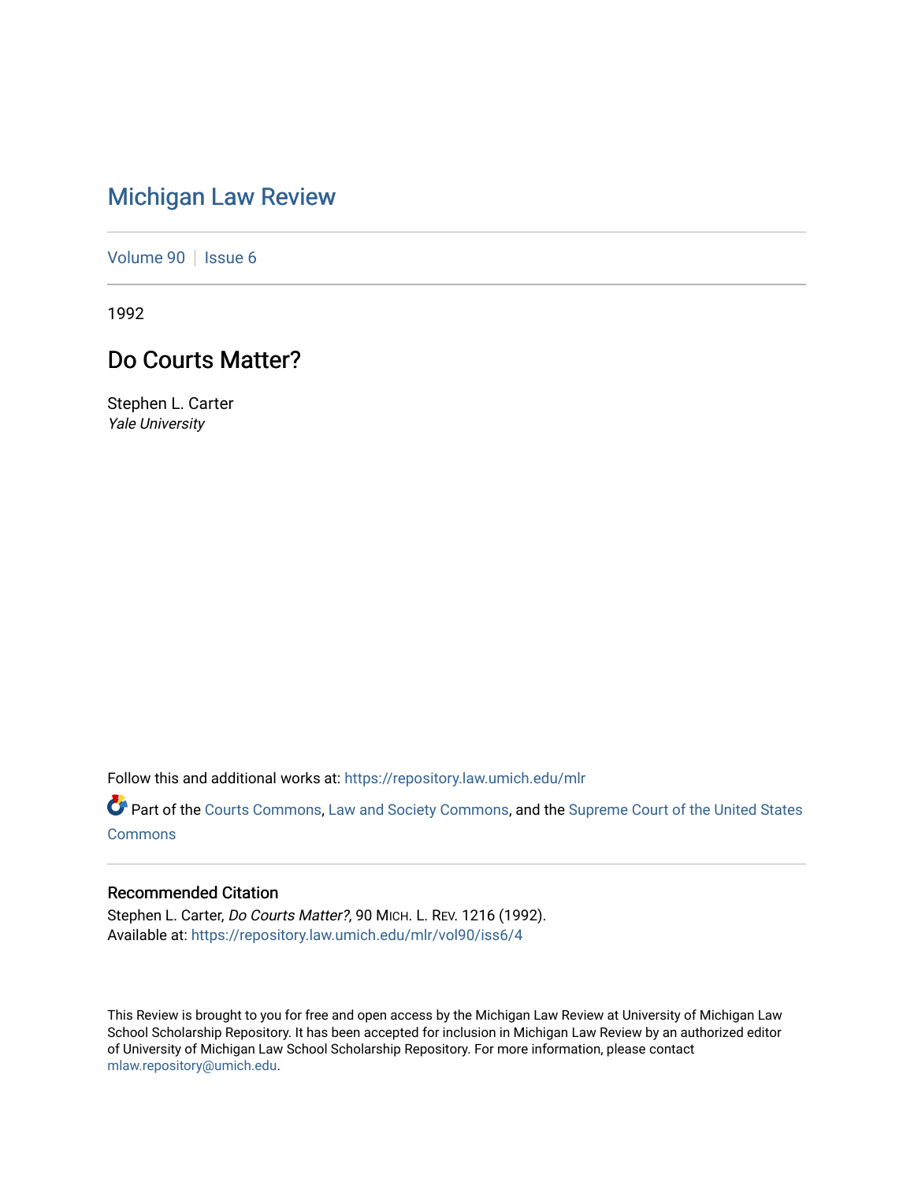# Michigan Law Review

Volume 90 | Issue 6

1992

## Do Courts Matter?

Stephen L. Carter
*Yale University*

Follow this and additional works at: https://repository.law.umich.edu/mlr

Part of the Courts Commons, Law and Society Commons, and the Supreme Court of the United States Commons

### Recommended Citation

Stephen L. Carter, *Do Courts Matter?*, 90 MICH. L. REV. 1216 (1992).
Available at: https://repository.law.umich.edu/mlr/vol90/iss6/4

This Review is brought to you for free and open access by the Michigan Law Review at University of Michigan Law School Scholarship Repository. It has been accepted for inclusion in Michigan Law Review by an authorized editor of University of Michigan Law School Scholarship Repository. For more information, please contact mlaw.repository@umich.edu.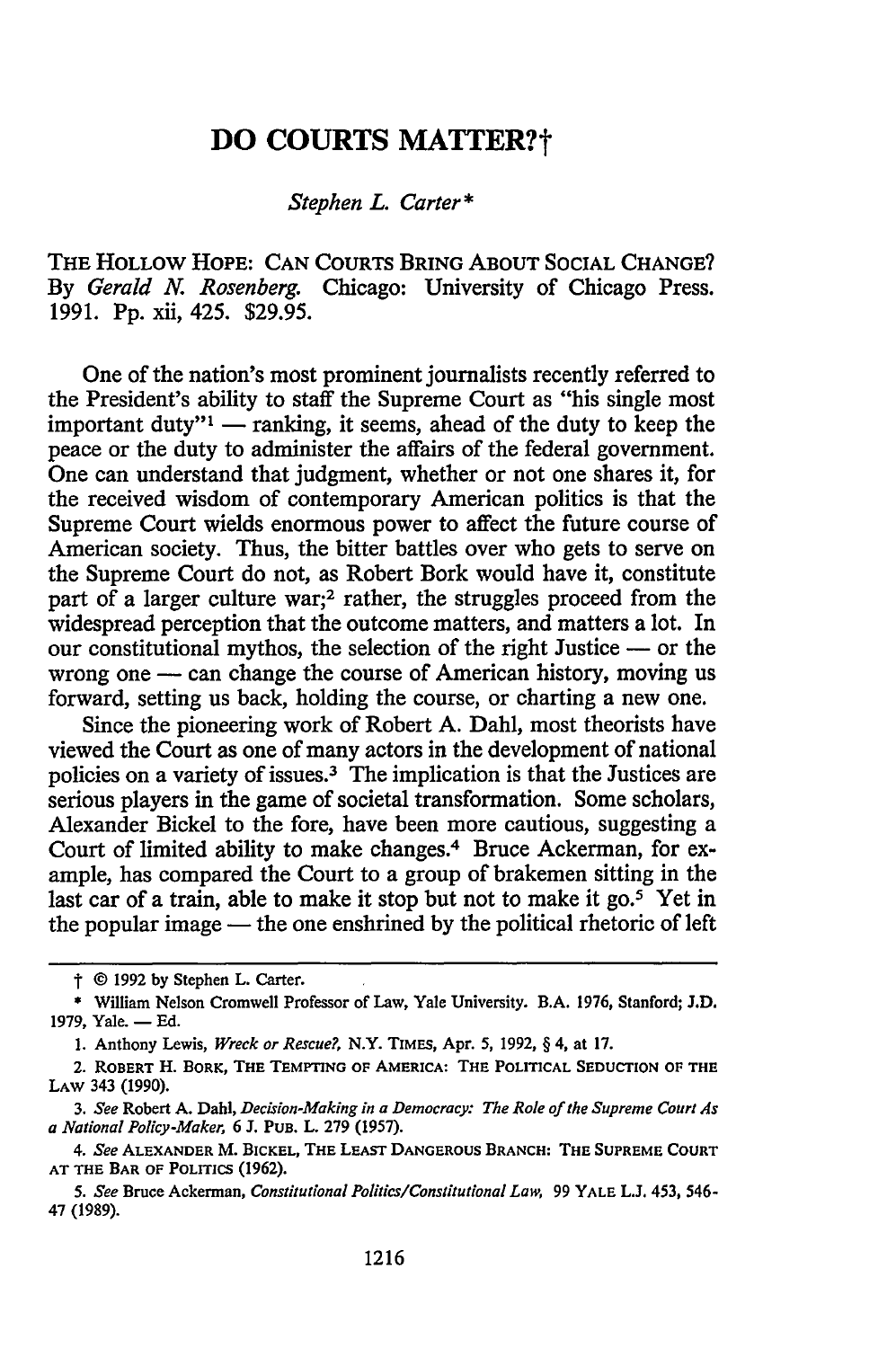# DO COURTS MATTER?†

*Stephen L. Carter\**

THE HOLLOW HOPE: CAN COURTS BRING ABOUT SOCIAL CHANGE? By *Gerald N. Rosenberg*. Chicago: University of Chicago Press. 1991. Pp. xii, 425. $29.95.

One of the nation's most prominent journalists recently referred to the President's ability to staff the Supreme Court as "his single most important duty"[1] — ranking, it seems, ahead of the duty to keep the peace or the duty to administer the affairs of the federal government. One can understand that judgment, whether or not one shares it, for the received wisdom of contemporary American politics is that the Supreme Court wields enormous power to affect the future course of American society. Thus, the bitter battles over who gets to serve on the Supreme Court do not, as Robert Bork would have it, constitute part of a larger culture war;[2] rather, the struggles proceed from the widespread perception that the outcome matters, and matters a lot. In our constitutional mythos, the selection of the right Justice — or the wrong one — can change the course of American history, moving us forward, setting us back, holding the course, or charting a new one.

Since the pioneering work of Robert A. Dahl, most theorists have viewed the Court as one of many actors in the development of national policies on a variety of issues.[3] The implication is that the Justices are serious players in the game of societal transformation. Some scholars, Alexander Bickel to the fore, have been more cautious, suggesting a Court of limited ability to make changes.[4] Bruce Ackerman, for example, has compared the Court to a group of brakemen sitting in the last car of a train, able to make it stop but not to make it go.[5] Yet in the popular image — the one enshrined by the political rhetoric of left

---

† © 1992 by Stephen L. Carter.

\* William Nelson Cromwell Professor of Law, Yale University. B.A. 1976, Stanford; J.D. 1979, Yale. — Ed.

1. Anthony Lewis, *Wreck or Rescue?*, N.Y. TIMES, Apr. 5, 1992, § 4, at 17.

2. ROBERT H. BORK, THE TEMPTING OF AMERICA: THE POLITICAL SEDUCTION OF THE LAW 343 (1990).

3. *See* Robert A. Dahl, *Decision-Making in a Democracy: The Role of the Supreme Court As a National Policy-Maker*, 6 J. PUB. L. 279 (1957).

4. *See* ALEXANDER M. BICKEL, THE LEAST DANGEROUS BRANCH: THE SUPREME COURT AT THE BAR OF POLITICS (1962).

5. *See* Bruce Ackerman, *Constitutional Politics/Constitutional Law*, 99 YALE L.J. 453, 546-47 (1989).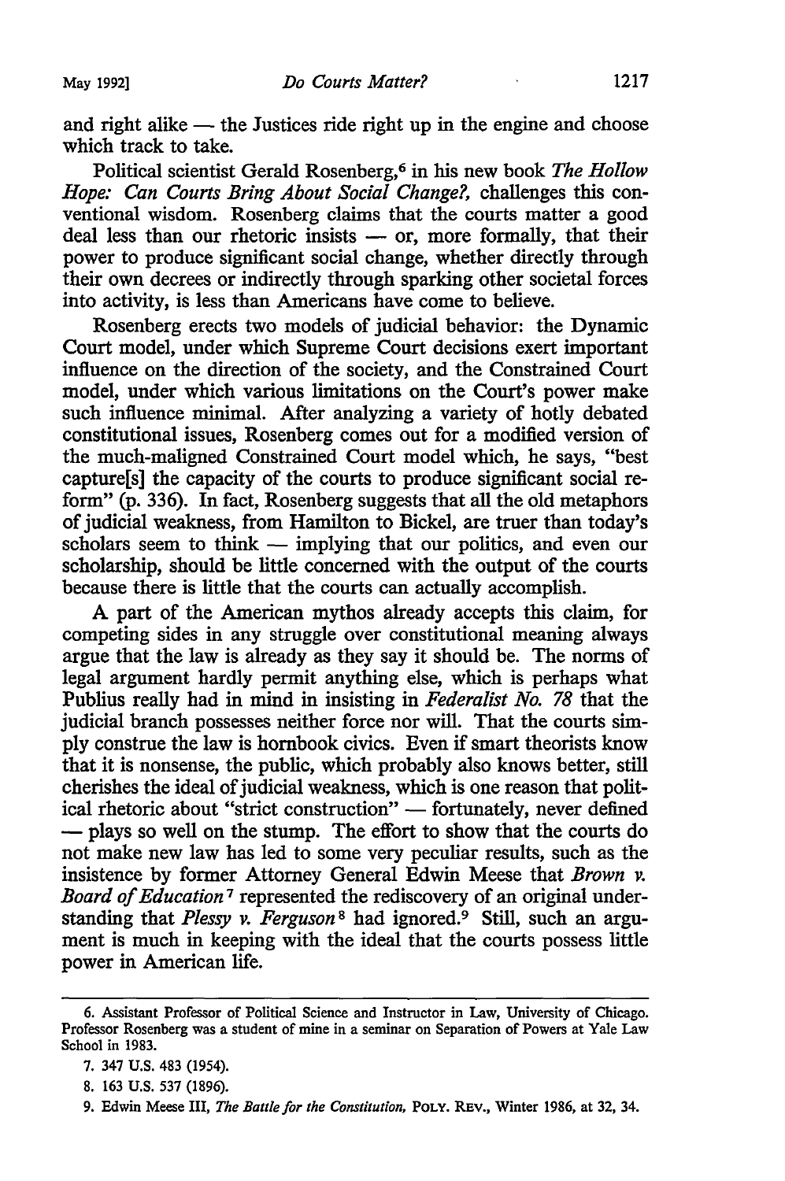and right alike — the Justices ride right up in the engine and choose which track to take.

Political scientist Gerald Rosenberg,[6] in his new book *The Hollow Hope: Can Courts Bring About Social Change?*, challenges this conventional wisdom. Rosenberg claims that the courts matter a good deal less than our rhetoric insists — or, more formally, that their power to produce significant social change, whether directly through their own decrees or indirectly through sparking other societal forces into activity, is less than Americans have come to believe.

Rosenberg erects two models of judicial behavior: the Dynamic Court model, under which Supreme Court decisions exert important influence on the direction of the society, and the Constrained Court model, under which various limitations on the Court's power make such influence minimal. After analyzing a variety of hotly debated constitutional issues, Rosenberg comes out for a modified version of the much-maligned Constrained Court model which, he says, "best capture[s] the capacity of the courts to produce significant social reform" (p. 336). In fact, Rosenberg suggests that all the old metaphors of judicial weakness, from Hamilton to Bickel, are truer than today's scholars seem to think — implying that our politics, and even our scholarship, should be little concerned with the output of the courts because there is little that the courts can actually accomplish.

A part of the American mythos already accepts this claim, for competing sides in any struggle over constitutional meaning always argue that the law is already as they say it should be. The norms of legal argument hardly permit anything else, which is perhaps what Publius really had in mind in insisting in *Federalist No. 78* that the judicial branch possesses neither force nor will. That the courts simply construe the law is hornbook civics. Even if smart theorists know that it is nonsense, the public, which probably also knows better, still cherishes the ideal of judicial weakness, which is one reason that political rhetoric about "strict construction" — fortunately, never defined — plays so well on the stump. The effort to show that the courts do not make new law has led to some very peculiar results, such as the insistence by former Attorney General Edwin Meese that *Brown v. Board of Education*[7] represented the rediscovery of an original understanding that *Plessy v. Ferguson*[8] had ignored.[9] Still, such an argument is much in keeping with the ideal that the courts possess little power in American life.

---

6. Assistant Professor of Political Science and Instructor in Law, University of Chicago. Professor Rosenberg was a student of mine in a seminar on Separation of Powers at Yale Law School in 1983.

7. 347 U.S. 483 (1954).

8. 163 U.S. 537 (1896).

9. Edwin Meese III, *The Battle for the Constitution*, POLY. REV., Winter 1986, at 32, 34.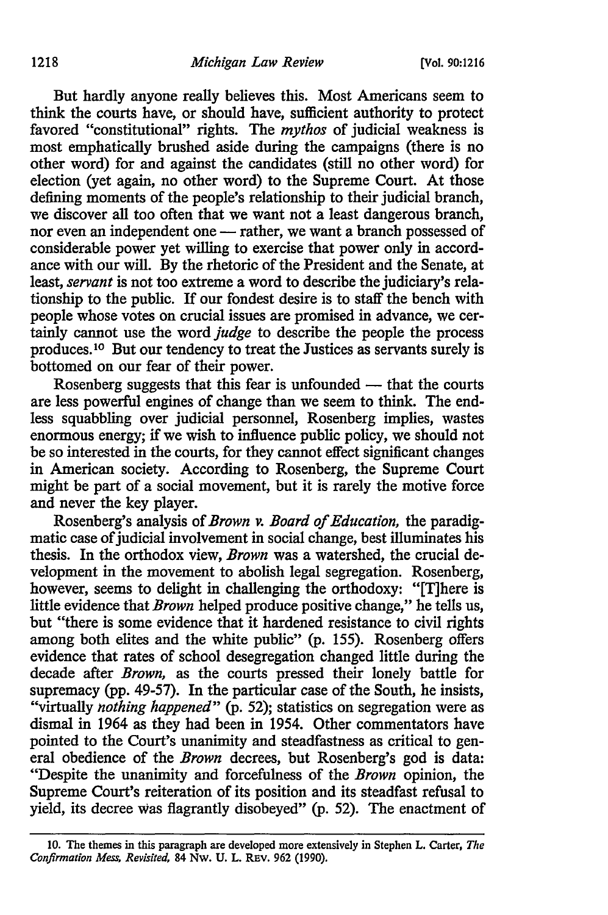But hardly anyone really believes this. Most Americans seem to think the courts have, or should have, sufficient authority to protect favored "constitutional" rights. The *mythos* of judicial weakness is most emphatically brushed aside during the campaigns (there is no other word) for and against the candidates (still no other word) for election (yet again, no other word) to the Supreme Court. At those defining moments of the people's relationship to their judicial branch, we discover all too often that we want not a least dangerous branch, nor even an independent one — rather, we want a branch possessed of considerable power yet willing to exercise that power only in accordance with our will. By the rhetoric of the President and the Senate, at least, *servant* is not too extreme a word to describe the judiciary's relationship to the public. If our fondest desire is to staff the bench with people whose votes on crucial issues are promised in advance, we certainly cannot use the word *judge* to describe the people the process produces.[10] But our tendency to treat the Justices as servants surely is bottomed on our fear of their power.

Rosenberg suggests that this fear is unfounded — that the courts are less powerful engines of change than we seem to think. The endless squabbling over judicial personnel, Rosenberg implies, wastes enormous energy; if we wish to influence public policy, we should not be so interested in the courts, for they cannot effect significant changes in American society. According to Rosenberg, the Supreme Court might be part of a social movement, but it is rarely the motive force and never the key player.

Rosenberg's analysis of *Brown v. Board of Education,* the paradigmatic case of judicial involvement in social change, best illuminates his thesis. In the orthodox view, *Brown* was a watershed, the crucial development in the movement to abolish legal segregation. Rosenberg, however, seems to delight in challenging the orthodoxy: "[T]here is little evidence that *Brown* helped produce positive change," he tells us, but "there is some evidence that it hardened resistance to civil rights among both elites and the white public" (p. 155). Rosenberg offers evidence that rates of school desegregation changed little during the decade after *Brown,* as the courts pressed their lonely battle for supremacy (pp. 49-57). In the particular case of the South, he insists, "virtually *nothing happened*" (p. 52); statistics on segregation were as dismal in 1964 as they had been in 1954. Other commentators have pointed to the Court's unanimity and steadfastness as critical to general obedience of the *Brown* decrees, but Rosenberg's god is data: "Despite the unanimity and forcefulness of the *Brown* opinion, the Supreme Court's reiteration of its position and its steadfast refusal to yield, its decree was flagrantly disobeyed" (p. 52). The enactment of

10. The themes in this paragraph are developed more extensively in Stephen L. Carter, *The Confirmation Mess, Revisited,* 84 Nw. U. L. Rev. 962 (1990).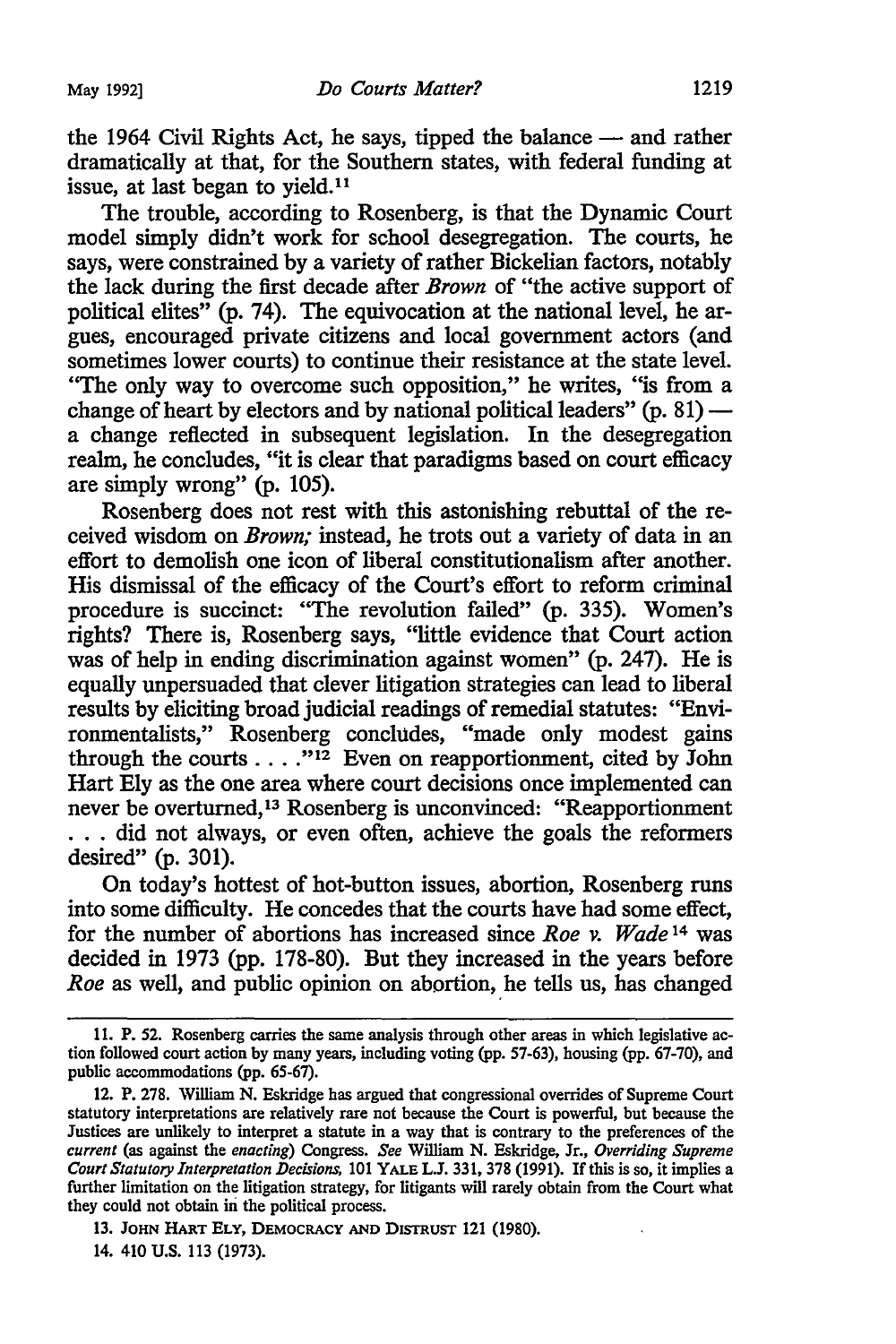the 1964 Civil Rights Act, he says, tipped the balance — and rather dramatically at that, for the Southern states, with federal funding at issue, at last began to yield.[11]

The trouble, according to Rosenberg, is that the Dynamic Court model simply didn't work for school desegregation. The courts, he says, were constrained by a variety of rather Bickelian factors, notably the lack during the first decade after *Brown* of "the active support of political elites" (p. 74). The equivocation at the national level, he argues, encouraged private citizens and local government actors (and sometimes lower courts) to continue their resistance at the state level. "The only way to overcome such opposition," he writes, "is from a change of heart by electors and by national political leaders" (p. 81) — a change reflected in subsequent legislation. In the desegregation realm, he concludes, "it is clear that paradigms based on court efficacy are simply wrong" (p. 105).

Rosenberg does not rest with this astonishing rebuttal of the received wisdom on *Brown;* instead, he trots out a variety of data in an effort to demolish one icon of liberal constitutionalism after another. His dismissal of the efficacy of the Court's effort to reform criminal procedure is succinct: "The revolution failed" (p. 335). Women's rights? There is, Rosenberg says, "little evidence that Court action was of help in ending discrimination against women" (p. 247). He is equally unpersuaded that clever litigation strategies can lead to liberal results by eliciting broad judicial readings of remedial statutes: "Environmentalists," Rosenberg concludes, "made only modest gains through the courts . . . ."[12] Even on reapportionment, cited by John Hart Ely as the one area where court decisions once implemented can never be overturned,[13] Rosenberg is unconvinced: "Reapportionment . . . did not always, or even often, achieve the goals the reformers desired" (p. 301).

On today's hottest of hot-button issues, abortion, Rosenberg runs into some difficulty. He concedes that the courts have had some effect, for the number of abortions has increased since *Roe v. Wade*[14] was decided in 1973 (pp. 178-80). But they increased in the years before *Roe* as well, and public opinion on abortion, he tells us, has changed

---

11. P. 52. Rosenberg carries the same analysis through other areas in which legislative action followed court action by many years, including voting (pp. 57-63), housing (pp. 67-70), and public accommodations (pp. 65-67).

12. P. 278. William N. Eskridge has argued that congressional overrides of Supreme Court statutory interpretations are relatively rare not because the Court is powerful, but because the Justices are unlikely to interpret a statute in a way that is contrary to the preferences of the *current* (as against the *enacting*) Congress. *See* William N. Eskridge, Jr., *Overriding Supreme Court Statutory Interpretation Decisions*, 101 YALE L.J. 331, 378 (1991). If this is so, it implies a further limitation on the litigation strategy, for litigants will rarely obtain from the Court what they could not obtain in the political process.

13. JOHN HART ELY, DEMOCRACY AND DISTRUST 121 (1980).

14. 410 U.S. 113 (1973).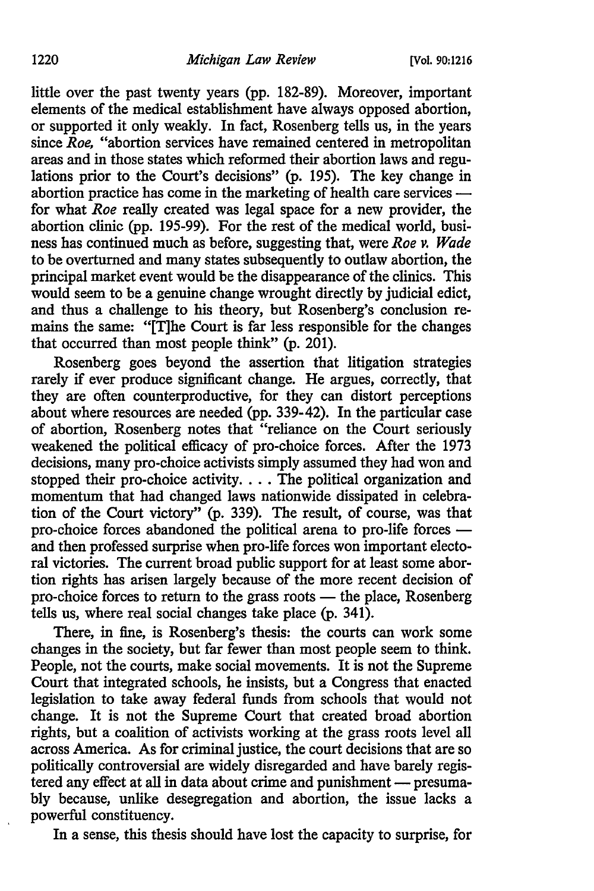little over the past twenty years (pp. 182-89). Moreover, important elements of the medical establishment have always opposed abortion, or supported it only weakly. In fact, Rosenberg tells us, in the years since *Roe*, "abortion services have remained centered in metropolitan areas and in those states which reformed their abortion laws and regulations prior to the Court's decisions" (p. 195). The key change in abortion practice has come in the marketing of health care services — for what *Roe* really created was legal space for a new provider, the abortion clinic (pp. 195-99). For the rest of the medical world, business has continued much as before, suggesting that, were *Roe v. Wade* to be overturned and many states subsequently to outlaw abortion, the principal market event would be the disappearance of the clinics. This would seem to be a genuine change wrought directly by judicial edict, and thus a challenge to his theory, but Rosenberg's conclusion remains the same: "[T]he Court is far less responsible for the changes that occurred than most people think" (p. 201).

Rosenberg goes beyond the assertion that litigation strategies rarely if ever produce significant change. He argues, correctly, that they are often counterproductive, for they can distort perceptions about where resources are needed (pp. 339-42). In the particular case of abortion, Rosenberg notes that "reliance on the Court seriously weakened the political efficacy of pro-choice forces. After the 1973 decisions, many pro-choice activists simply assumed they had won and stopped their pro-choice activity. . . . The political organization and momentum that had changed laws nationwide dissipated in celebration of the Court victory" (p. 339). The result, of course, was that pro-choice forces abandoned the political arena to pro-life forces — and then professed surprise when pro-life forces won important electoral victories. The current broad public support for at least some abortion rights has arisen largely because of the more recent decision of pro-choice forces to return to the grass roots — the place, Rosenberg tells us, where real social changes take place (p. 341).

There, in fine, is Rosenberg's thesis: the courts can work some changes in the society, but far fewer than most people seem to think. People, not the courts, make social movements. It is not the Supreme Court that integrated schools, he insists, but a Congress that enacted legislation to take away federal funds from schools that would not change. It is not the Supreme Court that created broad abortion rights, but a coalition of activists working at the grass roots level all across America. As for criminal justice, the court decisions that are so politically controversial are widely disregarded and have barely registered any effect at all in data about crime and punishment — presumably because, unlike desegregation and abortion, the issue lacks a powerful constituency.

In a sense, this thesis should have lost the capacity to surprise, for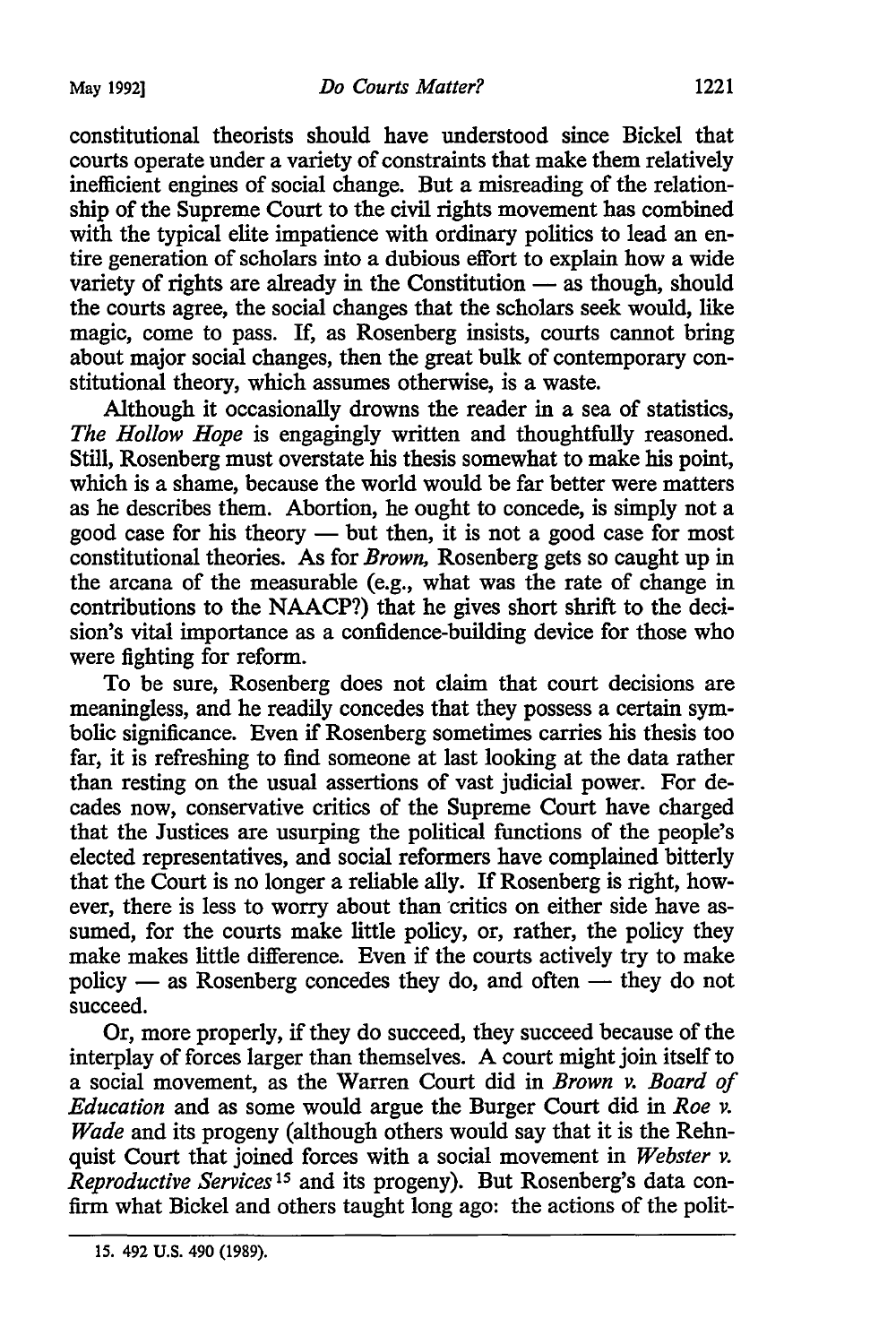constitutional theorists should have understood since Bickel that courts operate under a variety of constraints that make them relatively inefficient engines of social change. But a misreading of the relationship of the Supreme Court to the civil rights movement has combined with the typical elite impatience with ordinary politics to lead an entire generation of scholars into a dubious effort to explain how a wide variety of rights are already in the Constitution — as though, should the courts agree, the social changes that the scholars seek would, like magic, come to pass. If, as Rosenberg insists, courts cannot bring about major social changes, then the great bulk of contemporary constitutional theory, which assumes otherwise, is a waste.

Although it occasionally drowns the reader in a sea of statistics, *The Hollow Hope* is engagingly written and thoughtfully reasoned. Still, Rosenberg must overstate his thesis somewhat to make his point, which is a shame, because the world would be far better were matters as he describes them. Abortion, he ought to concede, is simply not a good case for his theory — but then, it is not a good case for most constitutional theories. As for *Brown,* Rosenberg gets so caught up in the arcana of the measurable (e.g., what was the rate of change in contributions to the NAACP?) that he gives short shrift to the decision's vital importance as a confidence-building device for those who were fighting for reform.

To be sure, Rosenberg does not claim that court decisions are meaningless, and he readily concedes that they possess a certain symbolic significance. Even if Rosenberg sometimes carries his thesis too far, it is refreshing to find someone at last looking at the data rather than resting on the usual assertions of vast judicial power. For decades now, conservative critics of the Supreme Court have charged that the Justices are usurping the political functions of the people's elected representatives, and social reformers have complained bitterly that the Court is no longer a reliable ally. If Rosenberg is right, however, there is less to worry about than critics on either side have assumed, for the courts make little policy, or, rather, the policy they make makes little difference. Even if the courts actively try to make policy — as Rosenberg concedes they do, and often — they do not succeed.

Or, more properly, if they do succeed, they succeed because of the interplay of forces larger than themselves. A court might join itself to a social movement, as the Warren Court did in *Brown v. Board of Education* and as some would argue the Burger Court did in *Roe v. Wade* and its progeny (although others would say that it is the Rehnquist Court that joined forces with a social movement in *Webster v. Reproductive Services*[15] and its progeny). But Rosenberg's data confirm what Bickel and others taught long ago: the actions of the polit-

15. 492 U.S. 490 (1989).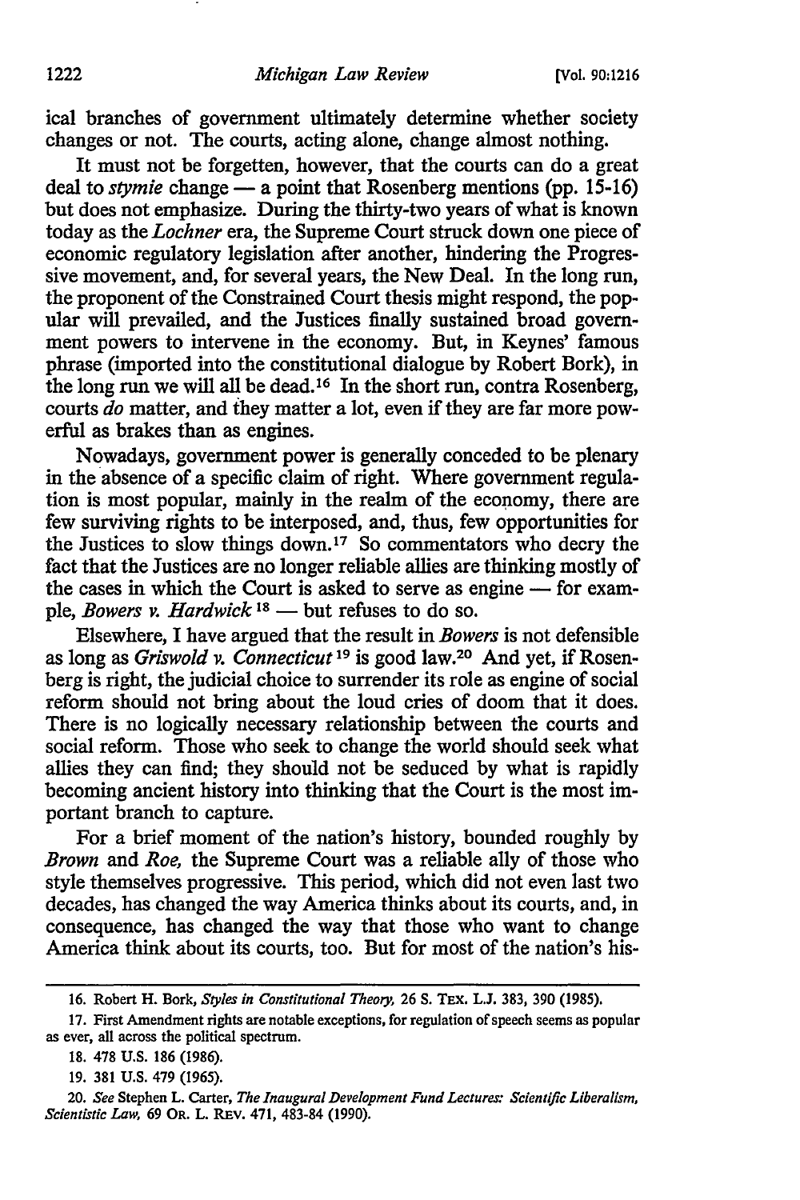ical branches of government ultimately determine whether society changes or not. The courts, acting alone, change almost nothing.

It must not be forgetten, however, that the courts can do a great deal to *stymie* change — a point that Rosenberg mentions (pp. 15-16) but does not emphasize. During the thirty-two years of what is known today as the *Lochner* era, the Supreme Court struck down one piece of economic regulatory legislation after another, hindering the Progressive movement, and, for several years, the New Deal. In the long run, the proponent of the Constrained Court thesis might respond, the popular will prevailed, and the Justices finally sustained broad government powers to intervene in the economy. But, in Keynes' famous phrase (imported into the constitutional dialogue by Robert Bork), in the long run we will all be dead.[16] In the short run, contra Rosenberg, courts *do* matter, and they matter a lot, even if they are far more powerful as brakes than as engines.

Nowadays, government power is generally conceded to be plenary in the absence of a specific claim of right. Where government regulation is most popular, mainly in the realm of the economy, there are few surviving rights to be interposed, and, thus, few opportunities for the Justices to slow things down.[17] So commentators who decry the fact that the Justices are no longer reliable allies are thinking mostly of the cases in which the Court is asked to serve as engine — for example, *Bowers v. Hardwick*[18] — but refuses to do so.

Elsewhere, I have argued that the result in *Bowers* is not defensible as long as *Griswold v. Connecticut*[19] is good law.[20] And yet, if Rosenberg is right, the judicial choice to surrender its role as engine of social reform should not bring about the loud cries of doom that it does. There is no logically necessary relationship between the courts and social reform. Those who seek to change the world should seek what allies they can find; they should not be seduced by what is rapidly becoming ancient history into thinking that the Court is the most important branch to capture.

For a brief moment of the nation's history, bounded roughly by *Brown* and *Roe,* the Supreme Court was a reliable ally of those who style themselves progressive. This period, which did not even last two decades, has changed the way America thinks about its courts, and, in consequence, has changed the way that those who want to change America think about its courts, too. But for most of the nation's his-

---

16. Robert H. Bork, *Styles in Constitutional Theory,* 26 S. TEX. L.J. 383, 390 (1985).

17. First Amendment rights are notable exceptions, for regulation of speech seems as popular as ever, all across the political spectrum.

18. 478 U.S. 186 (1986).

19. 381 U.S. 479 (1965).

20. *See* Stephen L. Carter, *The Inaugural Development Fund Lectures: Scientific Liberalism, Scientistic Law,* 69 OR. L. REV. 471, 483-84 (1990).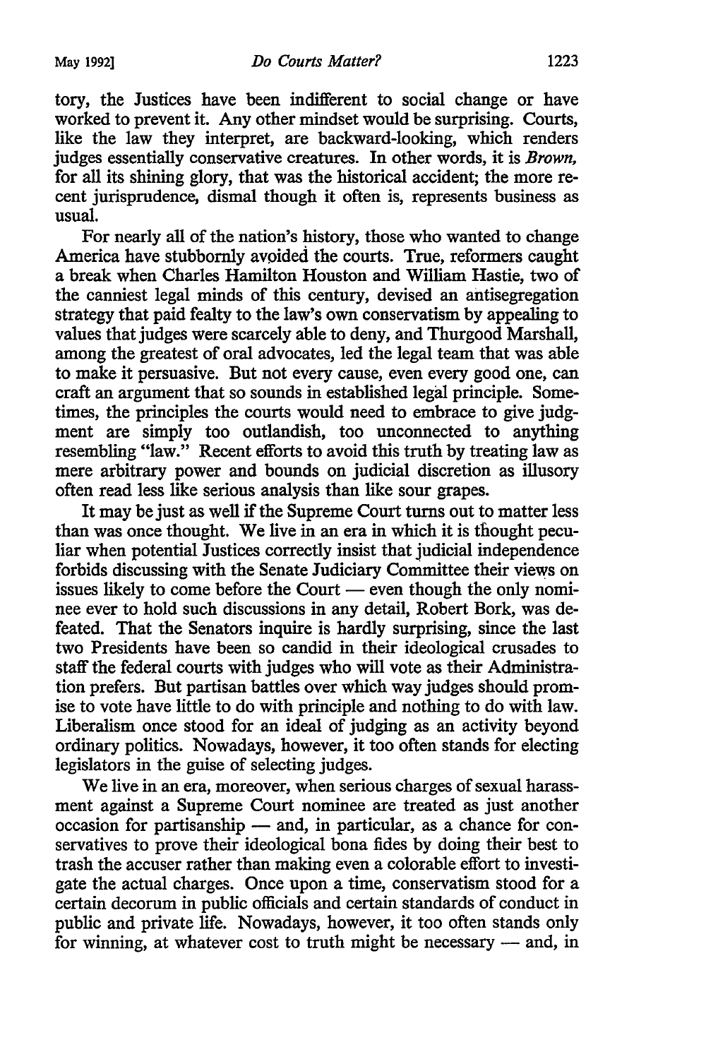tory, the Justices have been indifferent to social change or have worked to prevent it. Any other mindset would be surprising. Courts, like the law they interpret, are backward-looking, which renders judges essentially conservative creatures. In other words, it is *Brown,* for all its shining glory, that was the historical accident; the more recent jurisprudence, dismal though it often is, represents business as usual.

For nearly all of the nation's history, those who wanted to change America have stubbornly avoided the courts. True, reformers caught a break when Charles Hamilton Houston and William Hastie, two of the canniest legal minds of this century, devised an antisegregation strategy that paid fealty to the law's own conservatism by appealing to values that judges were scarcely able to deny, and Thurgood Marshall, among the greatest of oral advocates, led the legal team that was able to make it persuasive. But not every cause, even every good one, can craft an argument that so sounds in established legal principle. Sometimes, the principles the courts would need to embrace to give judgment are simply too outlandish, too unconnected to anything resembling "law." Recent efforts to avoid this truth by treating law as mere arbitrary power and bounds on judicial discretion as illusory often read less like serious analysis than like sour grapes.

It may be just as well if the Supreme Court turns out to matter less than was once thought. We live in an era in which it is thought peculiar when potential Justices correctly insist that judicial independence forbids discussing with the Senate Judiciary Committee their views on issues likely to come before the Court — even though the only nominee ever to hold such discussions in any detail, Robert Bork, was defeated. That the Senators inquire is hardly surprising, since the last two Presidents have been so candid in their ideological crusades to staff the federal courts with judges who will vote as their Administration prefers. But partisan battles over which way judges should promise to vote have little to do with principle and nothing to do with law. Liberalism once stood for an ideal of judging as an activity beyond ordinary politics. Nowadays, however, it too often stands for electing legislators in the guise of selecting judges.

We live in an era, moreover, when serious charges of sexual harassment against a Supreme Court nominee are treated as just another occasion for partisanship — and, in particular, as a chance for conservatives to prove their ideological bona fides by doing their best to trash the accuser rather than making even a colorable effort to investigate the actual charges. Once upon a time, conservatism stood for a certain decorum in public officials and certain standards of conduct in public and private life. Nowadays, however, it too often stands only for winning, at whatever cost to truth might be necessary — and, in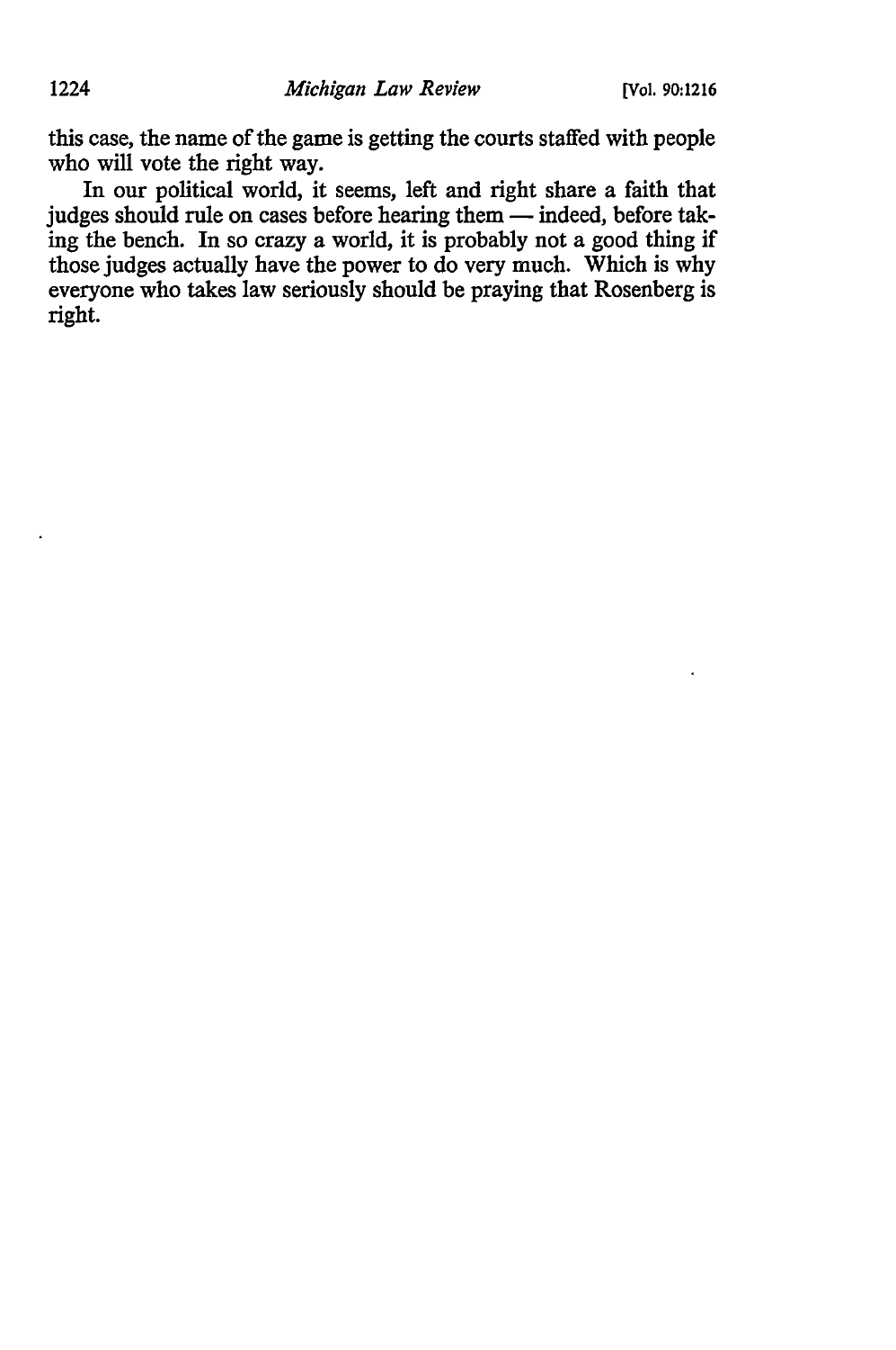this case, the name of the game is getting the courts staffed with people who will vote the right way.

In our political world, it seems, left and right share a faith that judges should rule on cases before hearing them — indeed, before taking the bench. In so crazy a world, it is probably not a good thing if those judges actually have the power to do very much. Which is why everyone who takes law seriously should be praying that Rosenberg is right.